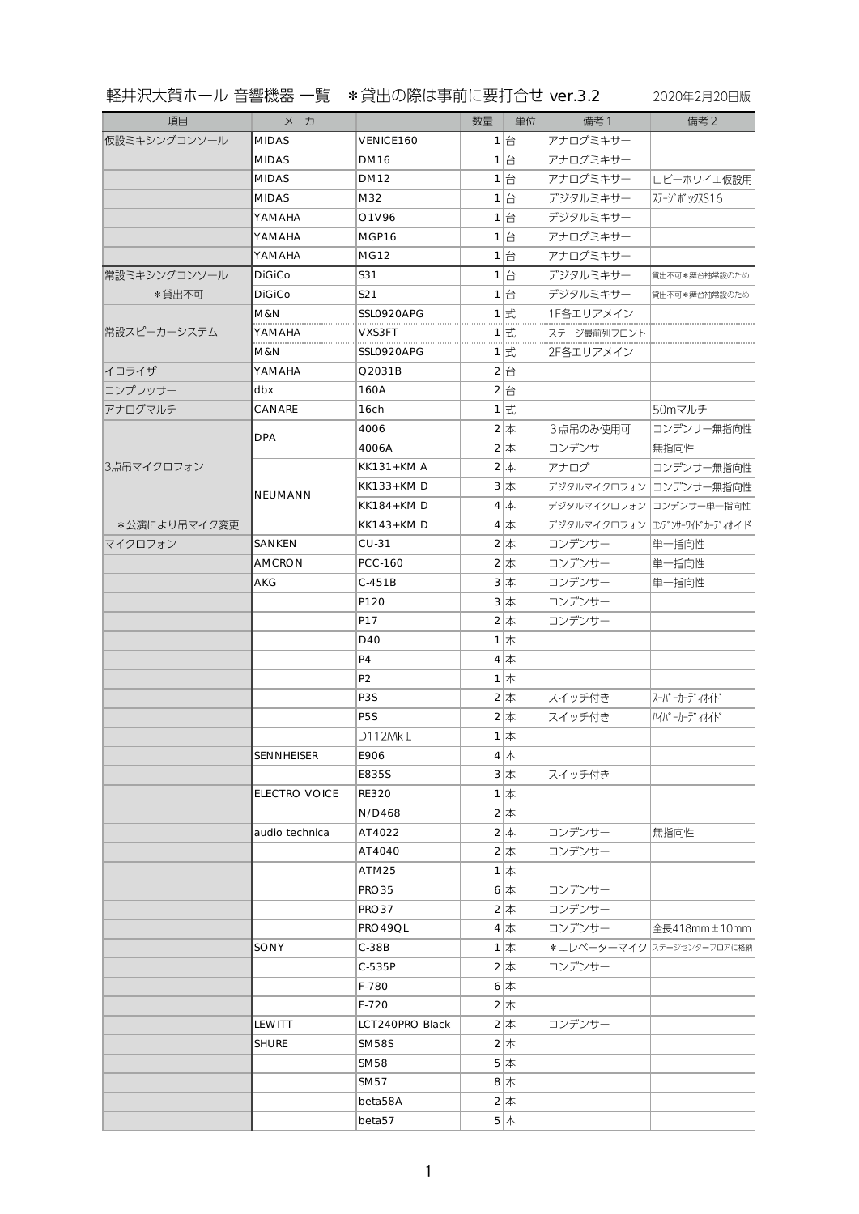# 軽井沢大賀ホール 音響機器 一覧　＊貸出の際は事前に要打合せ ver.3.2

2020年2月20日版

| 項目 | メーカー | | 数量 | 単位 | 備考1 | 備考2 |
|---|---|---|---|---|---|---|
| 仮設ミキシングコンソール | MIDAS | VENICE160 | 1 | 台 | アナログミキサー | |
| | MIDAS | DM16 | 1 | 台 | アナログミキサー | |
| | MIDAS | DM12 | 1 | 台 | アナログミキサー | ロビーホワイエ仮設用 |
| | MIDAS | M32 | 1 | 台 | デジタルミキサー | ｽﾃｰｼﾞﾎﾞｯｸｽS16 |
| | YAMAHA | O1V96 | 1 | 台 | デジタルミキサー | |
| | YAMAHA | MGP16 | 1 | 台 | アナログミキサー | |
| | YAMAHA | MG12 | 1 | 台 | アナログミキサー | |
| 常設ミキシングコンソール | DiGiCo | S31 | 1 | 台 | デジタルミキサー | 貸出不可＊舞台袖常設のため |
| ＊貸出不可 | DiGiCo | S21 | 1 | 台 | デジタルミキサー | 貸出不可＊舞台袖常設のため |
| 常設スピーカーシステム | M&N | SSL0920APG | 1 | 式 | 1F各エリアメイン | |
| | YAMAHA | VXS3FT | 1 | 式 | ステージ最前列フロント | |
| | M&N | SSL0920APG | 1 | 式 | 2F各エリアメイン | |
| イコライザー | YAMAHA | Q2031B | 2 | 台 | | |
| コンプレッサー | dbx | 160A | 2 | 台 | | |
| アナログマルチ | CANARE | 16ch | 1 | 式 | | 50mマルチ |
| 3点吊マイクロフォン | DPA | 4006 | 2 | 本 | 3点吊のみ使用可 | コンデンサー無指向性 |
| | | 4006A | 2 | 本 | コンデンサー | 無指向性 |
| | NEUMANN | KK131+KM A | 2 | 本 | アナログ | コンデンサー無指向性 |
| | | KK133+KM D | 3 | 本 | デジタルマイクロフォン | コンデンサー無指向性 |
| | | KK184+KM D | 4 | 本 | デジタルマイクロフォン | コンデンサー単一指向性 |
| ＊公演により吊マイク変更 | | KK143+KM D | 4 | 本 | デジタルマイクロフォン | ｺﾝﾃﾞﾝｻｰﾜｲﾄﾞｶｰﾃﾞｨｵｲﾄﾞ |
| マイクロフォン | SANKEN | CU-31 | 2 | 本 | コンデンサー | 単一指向性 |
| | AMCRON | PCC-160 | 2 | 本 | コンデンサー | 単一指向性 |
| | AKG | C-451B | 3 | 本 | コンデンサー | 単一指向性 |
| | | P120 | 3 | 本 | コンデンサー | |
| | | P17 | 2 | 本 | コンデンサー | |
| | | D40 | 1 | 本 | | |
| | | P4 | 4 | 本 | | |
| | | P2 | 1 | 本 | | |
| | | P3S | 2 | 本 | スイッチ付き | ｽｰﾊﾟｰｶｰﾃﾞｨｵｲﾄﾞ |
| | | P5S | 2 | 本 | スイッチ付き | ﾊｲﾊﾟｰｶｰﾃﾞｨｵｲﾄﾞ |
| | | D112MkⅡ | 1 | 本 | | |
| | SENNHEISER | E906 | 4 | 本 | | |
| | | E835S | 3 | 本 | スイッチ付き | |
| | ELECTRO VOICE | RE320 | 1 | 本 | | |
| | | N/D468 | 2 | 本 | | |
| | audio technica | AT4022 | 2 | 本 | コンデンサー | 無指向性 |
| | | AT4040 | 2 | 本 | コンデンサー | |
| | | ATM25 | 1 | 本 | | |
| | | PRO35 | 6 | 本 | コンデンサー | |
| | | PRO37 | 2 | 本 | コンデンサー | |
| | | PRO49QL | 4 | 本 | コンデンサー | 全長418mm±10mm |
| | SONY | C-38B | 1 | 本 | ＊エレベーターマイク | ステージセンターフロアに格納 |
| | | C-535P | 2 | 本 | コンデンサー | |
| | | F-780 | 6 | 本 | | |
| | | F-720 | 2 | 本 | | |
| | LEWITT | LCT240PRO Black | 2 | 本 | コンデンサー | |
| | SHURE | SM58S | 2 | 本 | | |
| | | SM58 | 5 | 本 | | |
| | | SM57 | 8 | 本 | | |
| | | beta58A | 2 | 本 | | |
| | | beta57 | 5 | 本 | | |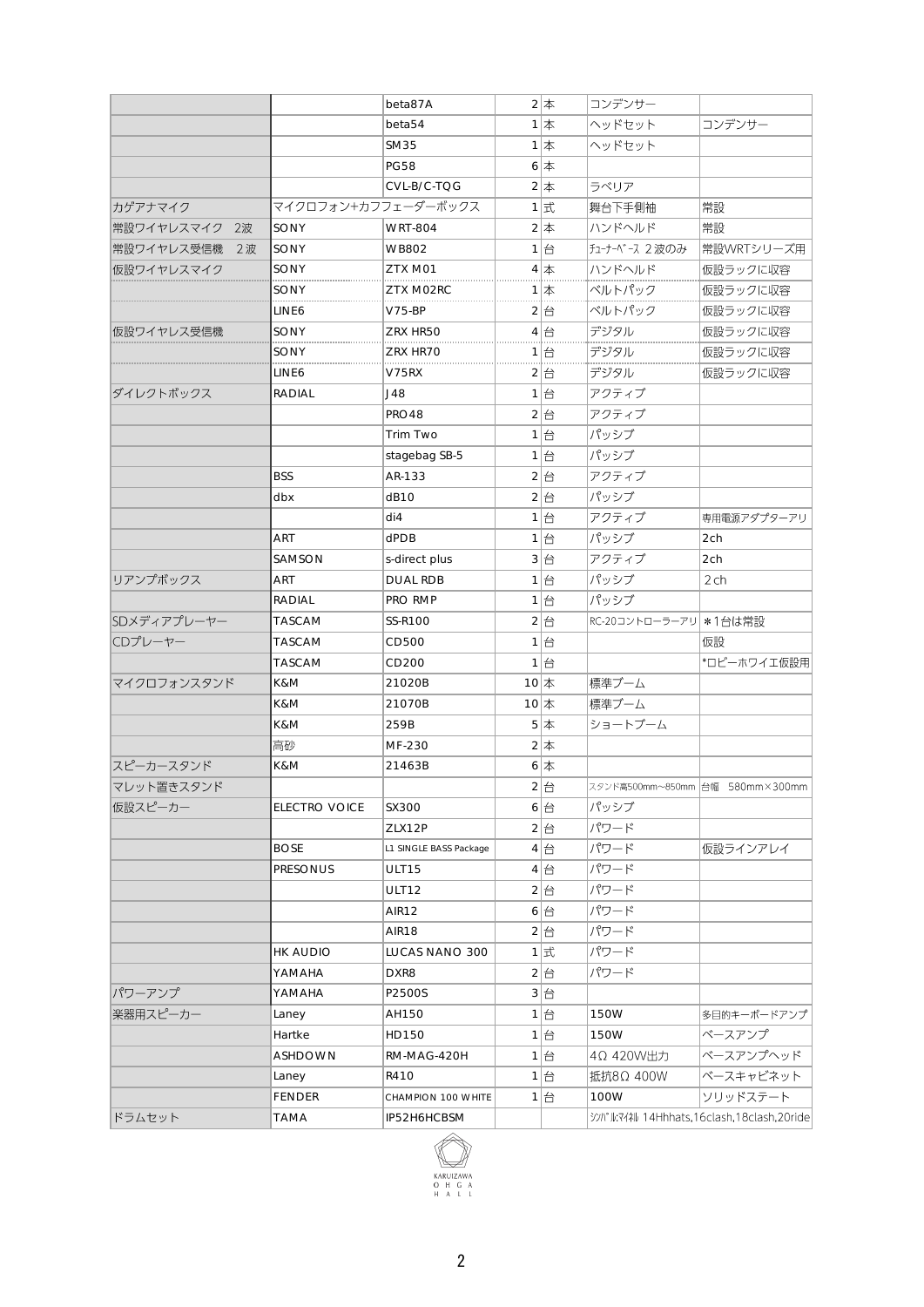| | | | | | | |
|---|---|---|---|---|---|---|
| | | beta87A | 2 | 本 | コンデンサー | |
| | | beta54 | 1 | 本 | ヘッドセット | コンデンサー |
| | | SM35 | 1 | 本 | ヘッドセット | |
| | | PG58 | 6 | 本 | | |
| | | CVL-B/C-TQG | 2 | 本 | ラベリア | |
| カゲアナマイク | マイクロフォン+カフフェーダーボックス | | 1 | 式 | 舞台下手側袖 | 常設 |
| 常設ワイヤレスマイク　2波 | SONY | WRT-804 | 2 | 本 | ハンドヘルド | 常設 |
| 常設ワイヤレス受信機　2波 | SONY | WB802 | 1 | 台 | ﾁｭｰﾅｰﾍﾞｰｽ 2波のみ | 常設WRTシリーズ用 |
| 仮設ワイヤレスマイク | SONY | ZTX M01 | 4 | 本 | ハンドヘルド | 仮設ラックに収容 |
| | SONY | ZTX M02RC | 1 | 本 | ベルトパック | 仮設ラックに収容 |
| | LINE6 | V75-BP | 2 | 台 | ベルトパック | 仮設ラックに収容 |
| 仮設ワイヤレス受信機 | SONY | ZRX HR50 | 4 | 台 | デジタル | 仮設ラックに収容 |
| | SONY | ZRX HR70 | 1 | 台 | デジタル | 仮設ラックに収容 |
| | LINE6 | V75RX | 2 | 台 | デジタル | 仮設ラックに収容 |
| ダイレクトボックス | RADIAL | J48 | 1 | 台 | アクティブ | |
| | | PRO48 | 2 | 台 | アクティブ | |
| | | Trim Two | 1 | 台 | パッシブ | |
| | | stagebag SB-5 | 1 | 台 | パッシブ | |
| | BSS | AR-133 | 2 | 台 | アクティブ | |
| | dbx | dB10 | 2 | 台 | パッシブ | |
| | | di4 | 1 | 台 | アクティブ | 専用電源アダプターアリ |
| | ART | dPDB | 1 | 台 | パッシブ | 2ch |
| | SAMSON | s-direct plus | 3 | 台 | アクティブ | 2ch |
| リアンプボックス | ART | DUAL RDB | 1 | 台 | パッシブ | 2ch |
| | RADIAL | PRO RMP | 1 | 台 | パッシブ | |
| SDメディアプレーヤー | TASCAM | SS-R100 | 2 | 台 | RC-20コントローラーアリ | ＊1台は常設 |
| CDプレーヤー | TASCAM | CD500 | 1 | 台 | | 仮設 |
| | TASCAM | CD200 | 1 | 台 | | *ロビーホワイエ仮設用 |
| マイクロフォンスタンド | K&M | 21020B | 10 | 本 | 標準ブーム | |
| | K&M | 21070B | 10 | 本 | 標準ブーム | |
| | K&M | 259B | 5 | 本 | ショートブーム | |
| | 高砂 | MF-230 | 2 | 本 | | |
| スピーカースタンド | K&M | 21463B | 6 | 本 | | |
| マレット置きスタンド | | | 2 | 台 | スタンド高500mm～850mm | 台幅　580mm×300mm |
| 仮設スピーカー | ELECTRO VOICE | SX300 | 6 | 台 | パッシブ | |
| | | ZLX12P | 2 | 台 | パワード | |
| | BOSE | L1 SINGLE BASS Package | 4 | 台 | パワード | 仮設ラインアレイ |
| | PRESONUS | ULT15 | 4 | 台 | パワード | |
| | | ULT12 | 2 | 台 | パワード | |
| | | AIR12 | 6 | 台 | パワード | |
| | | AIR18 | 2 | 台 | パワード | |
| | HK AUDIO | LUCAS NANO 300 | 1 | 式 | パワード | |
| | YAMAHA | DXR8 | 2 | 台 | パワード | |
| パワーアンプ | YAMAHA | P2500S | 3 | 台 | | |
| 楽器用スピーカー | Laney | AH150 | 1 | 台 | 150W | 多目的キーボードアンプ |
| | Hartke | HD150 | 1 | 台 | 150W | ベースアンプ |
| | ASHDOWN | RM-MAG-420H | 1 | 台 | 4Ω 420W出力 | ベースアンプヘッド |
| | Laney | R410 | 1 | 台 | 抵抗8Ω 400W | ベースキャビネット |
| | FENDER | CHAMPION 100 WHITE | 1 | 台 | 100W | ソリッドステート |
| ドラムセット | TAMA | IP52H6HCBSM | | | ｼﾝﾊﾞﾙｱｲﾈﾙ 14Hhhats,16clash,18clash,20ride | |

KARUIZAWA OHGA HALL